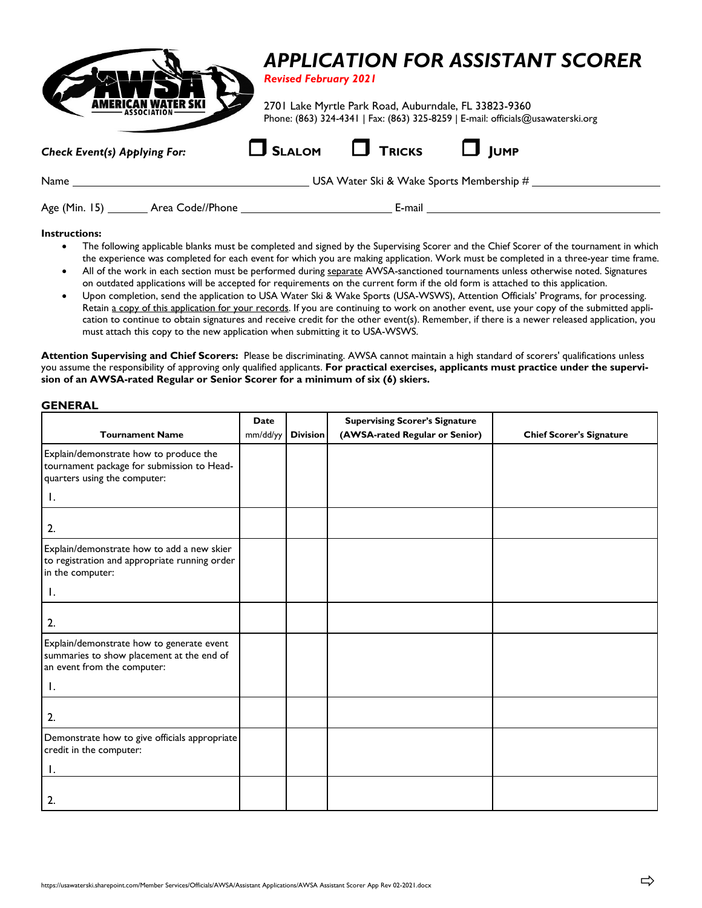# APPLICATION FOR ASSISTANT SCORER

***Revised February 2021***

2701 Lake Myrtle Park Road, Auburndale, FL 33823-9360
Phone: (863) 324-4341 | Fax: (863) 325-8259 | E-mail: officials@usawaterski.org

***Check Event(s) Applying For:*** ☐ **SLALOM** ☐ **TRICKS** ☐ **JUMP**

Name ______________________ USA Water Ski & Wake Sports Membership # ______________________

Age (Min. 15) _______ Area Code//Phone ______________________ E-mail ______________________

**Instructions:**

- The following applicable blanks must be completed and signed by the Supervising Scorer and the Chief Scorer of the tournament in which the experience was completed for each event for which you are making application. Work must be completed in a three-year time frame.
- All of the work in each section must be performed during separate AWSA-sanctioned tournaments unless otherwise noted. Signatures on outdated applications will be accepted for requirements on the current form if the old form is attached to this application.
- Upon completion, send the application to USA Water Ski & Wake Sports (USA-WSWS), Attention Officials' Programs, for processing. Retain a copy of this application for your records. If you are continuing to work on another event, use your copy of the submitted application to continue to obtain signatures and receive credit for the other event(s). Remember, if there is a newer released application, you must attach this copy to the new application when submitting it to USA-WSWS.

**Attention Supervising and Chief Scorers:** Please be discriminating. AWSA cannot maintain a high standard of scorers' qualifications unless you assume the responsibility of approving only qualified applicants. **For practical exercises, applicants must practice under the supervision of an AWSA-rated Regular or Senior Scorer for a minimum of six (6) skiers.**

## GENERAL

| Tournament Name | Date mm/dd/yy | Division | Supervising Scorer's Signature (AWSA-rated Regular or Senior) | Chief Scorer's Signature |
|---|---|---|---|---|
| Explain/demonstrate how to produce the tournament package for submission to Headquarters using the computer: 1. | | | | |
| 2. | | | | |
| Explain/demonstrate how to add a new skier to registration and appropriate running order in the computer: 1. | | | | |
| 2. | | | | |
| Explain/demonstrate how to generate event summaries to show placement at the end of an event from the computer: 1. | | | | |
| 2. | | | | |
| Demonstrate how to give officials appropriate credit in the computer: 1. | | | | |
| 2. | | | | |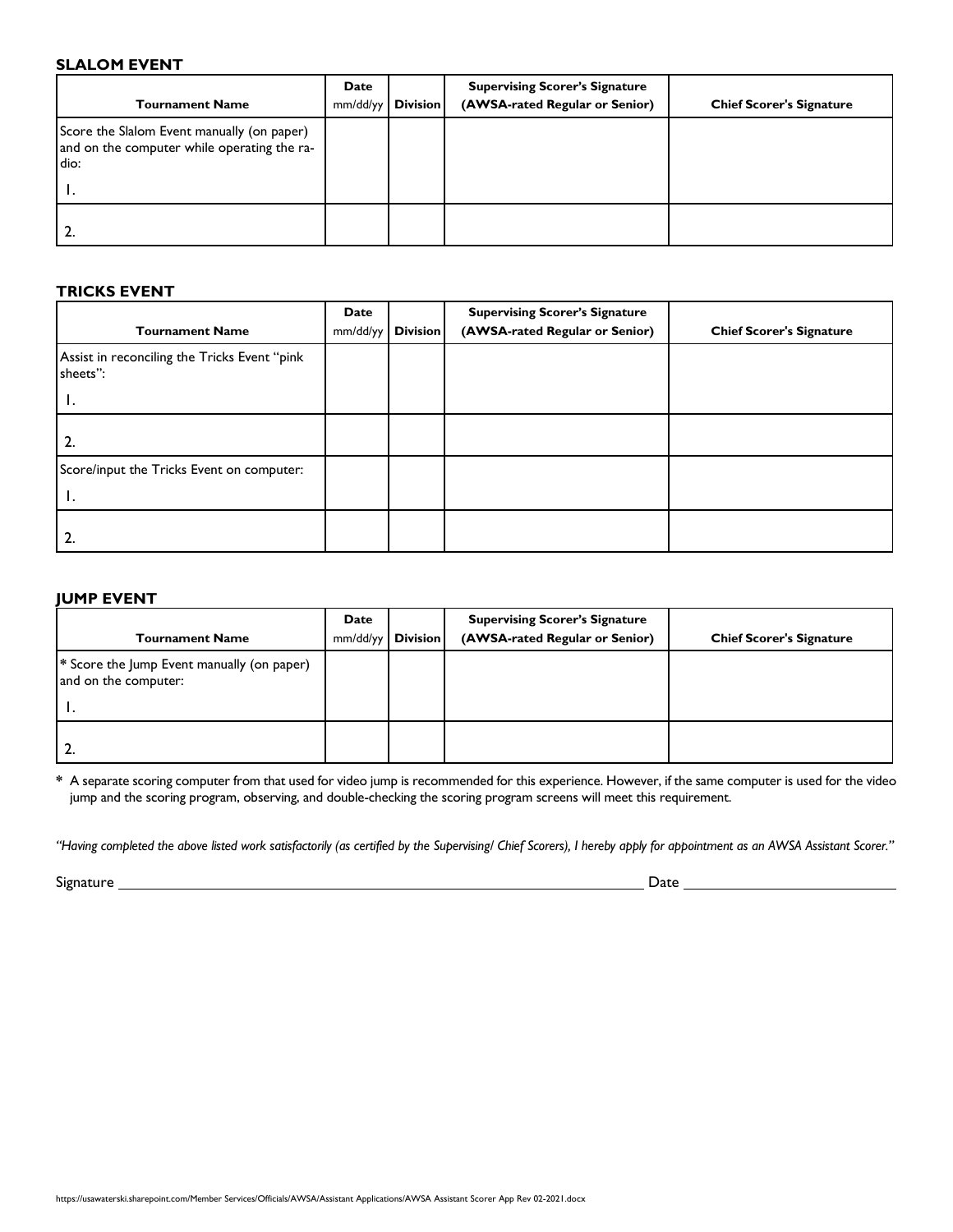### SLALOM EVENT

| Tournament Name | Date mm/dd/yy | Division | Supervising Scorer's Signature (AWSA-rated Regular or Senior) | Chief Scorer's Signature |
|---|---|---|---|---|
| Score the Slalom Event manually (on paper) and on the computer while operating the radio: 1. | | | | |
| 2. | | | | |

### TRICKS EVENT

| Tournament Name | Date mm/dd/yy | Division | Supervising Scorer's Signature (AWSA-rated Regular or Senior) | Chief Scorer's Signature |
|---|---|---|---|---|
| Assist in reconciling the Tricks Event "pink sheets": 1. | | | | |
| 2. | | | | |
| Score/input the Tricks Event on computer: 1. | | | | |
| 2. | | | | |

### JUMP EVENT

| Tournament Name | Date mm/dd/yy | Division | Supervising Scorer's Signature (AWSA-rated Regular or Senior) | Chief Scorer's Signature |
|---|---|---|---|---|
| * Score the Jump Event manually (on paper) and on the computer: 1. | | | | |
| 2. | | | | |

* A separate scoring computer from that used for video jump is recommended for this experience. However, if the same computer is used for the video jump and the scoring program, observing, and double-checking the scoring program screens will meet this requirement.

*"Having completed the above listed work satisfactorily (as certified by the Supervising/ Chief Scorers), I hereby apply for appointment as an AWSA Assistant Scorer."*

Signature ______________________________ Date ______________